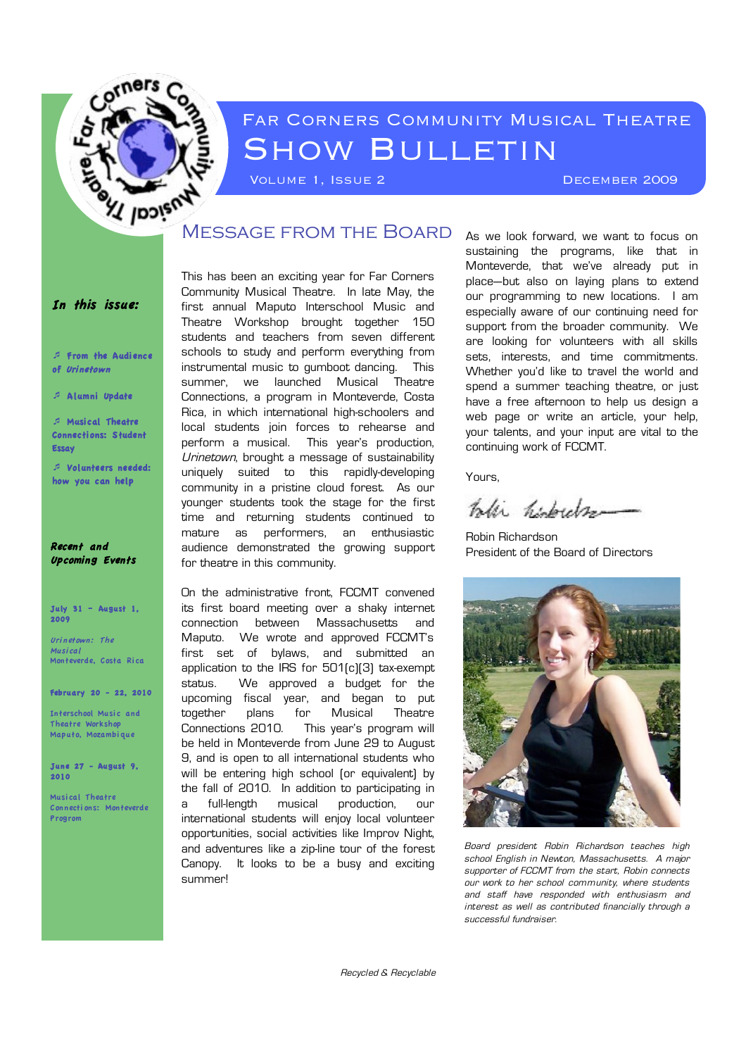# Far Corners Community Musical Theatre

# Show Bulletin

Volume 1, Issue 2 — December 2009

***In this issue:***

- **From the Audience of *Urinetown***
- **Alumni Update**
- **Musical Theatre Connections: Student Essay**
- **Volunteers needed: how you can help**

***Recent and Upcoming Events***

**July 31 – August 1, 2009**
*Urinetown: The Musical*
Monteverde, Costa Rica

**February 20 – 22, 2010**
Interschool Music and Theatre Workshop
Maputo, Mozambique

**June 27 – August 9, 2010**
Musical Theatre Connections: Monteverde Program

## Message from the Board

This has been an exciting year for Far Corners Community Musical Theatre. In late May, the first annual Maputo Interschool Music and Theatre Workshop brought together 150 students and teachers from seven different schools to study and perform everything from instrumental music to gumboot dancing. This summer, we launched Musical Theatre Connections, a program in Monteverde, Costa Rica, in which international high-schoolers and local students join forces to rehearse and perform a musical. This year's production, *Urinetown*, brought a message of sustainability uniquely suited to this rapidly-developing community in a pristine cloud forest. As our younger students took the stage for the first time and returning students continued to mature as performers, an enthusiastic audience demonstrated the growing support for theatre in this community.

On the administrative front, FCCMT convened its first board meeting over a shaky internet connection between Massachusetts and Maputo. We wrote and approved FCCMT's first set of bylaws, and submitted an application to the IRS for 501(c)(3) tax-exempt status. We approved a budget for the upcoming fiscal year, and began to put together plans for Musical Theatre Connections 2010. This year's program will be held in Monteverde from June 29 to August 9, and is open to all international students who will be entering high school (or equivalent) by the fall of 2010. In addition to participating in a full-length musical production, our international students will enjoy local volunteer opportunities, social activities like Improv Night, and adventures like a zip-line tour of the forest Canopy. It looks to be a busy and exciting summer!

As we look forward, we want to focus on sustaining the programs, like that in Monteverde, that we've already put in place—but also on laying plans to extend our programming to new locations. I am especially aware of our continuing need for support from the broader community. We are looking for volunteers with all skills sets, interests, and time commitments. Whether you'd like to travel the world and spend a summer teaching theatre, or just have a free afternoon to help us design a web page or write an article, your help, your talents, and your input are vital to the continuing work of FCCMT.

Yours,

Robin Richardson
President of the Board of Directors

*Board president Robin Richardson teaches high school English in Newton, Massachusetts. A major supporter of FCCMT from the start, Robin connects our work to her school community, where students and staff have responded with enthusiasm and interest as well as contributed financially through a successful fundraiser.*

*Recycled & Recyclable*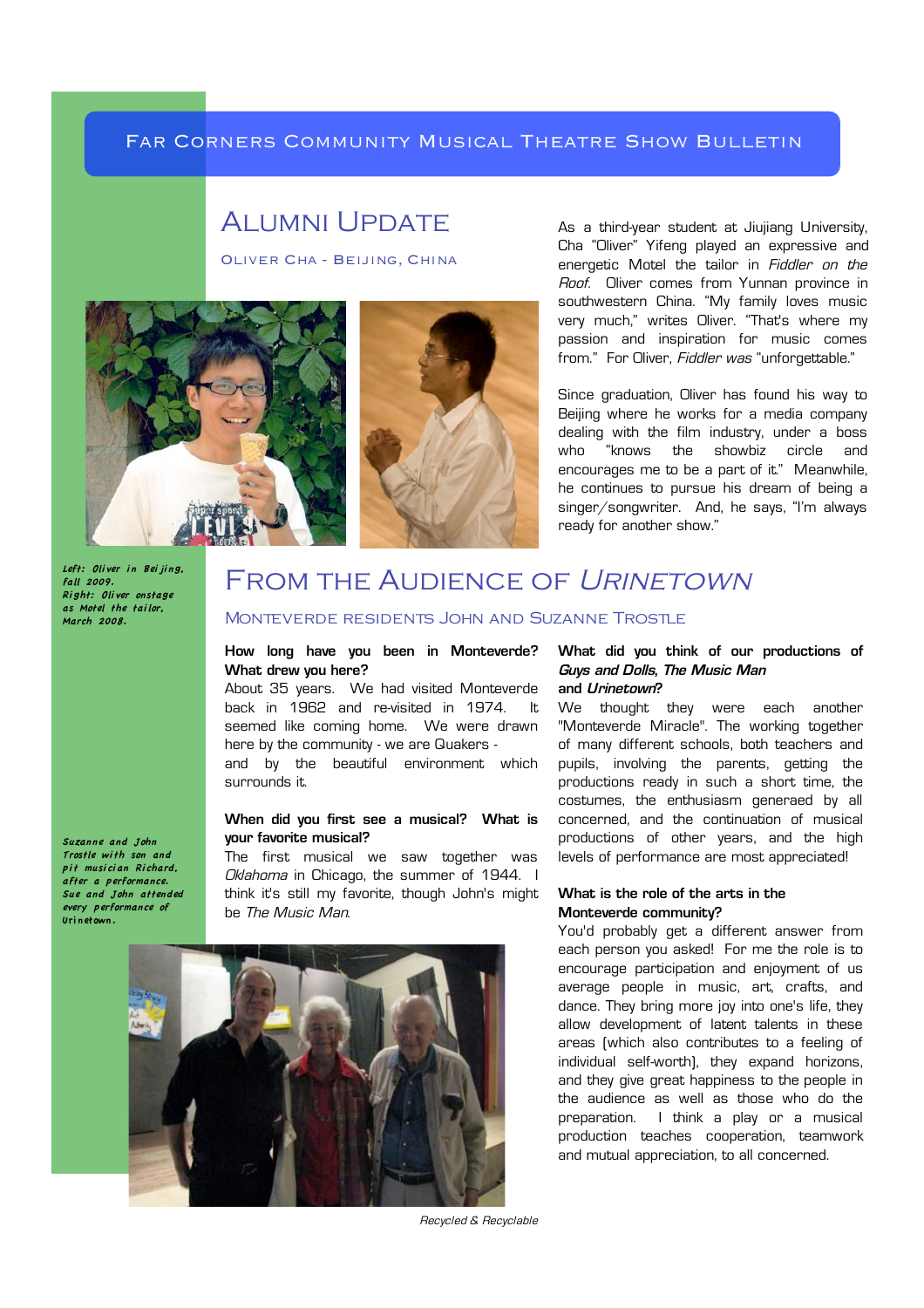Far Corners Community Musical Theatre Show Bulletin

# Alumni Update

### Oliver Cha - Beijing, China

*Left: Oliver in Beijing, fall 2009. Right: Oliver onstage as Motel the tailor, March 2008.*

As a third-year student at Jiujiang University, Cha "Oliver" Yifeng played an expressive and energetic Motel the tailor in *Fiddler on the Roof*. Oliver comes from Yunnan province in southwestern China. "My family loves music very much," writes Oliver. "That's where my passion and inspiration for music comes from." For Oliver, *Fiddler was* "unforgettable."

Since graduation, Oliver has found his way to Beijing where he works for a media company dealing with the film industry, under a boss who "knows the showbiz circle and encourages me to be a part of it." Meanwhile, he continues to pursue his dream of being a singer/songwriter. And, he says, "I'm always ready for another show."

# From the Audience of *Urinetown*

### Monteverde residents John and Suzanne Trostle

*Suzanne and John Trostle with son and pit musician Richard, after a performance. Sue and John attended every performance of Urinetown.*

**How long have you been in Monteverde? What drew you here?**
About 35 years. We had visited Monteverde back in 1962 and re-visited in 1974. It seemed like coming home. We were drawn here by the community - we are Quakers - and by the beautiful environment which surrounds it.

**When did you first see a musical? What is your favorite musical?**
The first musical we saw together was *Oklahoma* in Chicago, the summer of 1944. I think it's still my favorite, though John's might be *The Music Man*.

**What did you think of our productions of *Guys and Dolls*, *The Music Man* and *Urinetown*?**
We thought they were each another "Monteverde Miracle". The working together of many different schools, both teachers and pupils, involving the parents, getting the productions ready in such a short time, the costumes, the enthusiasm generaed by all concerned, and the continuation of musical productions of other years, and the high levels of performance are most appreciated!

**What is the role of the arts in the Monteverde community?**
You'd probably get a different answer from each person you asked! For me the role is to encourage participation and enjoyment of us average people in music, art, crafts, and dance. They bring more joy into one's life, they allow development of latent talents in these areas (which also contributes to a feeling of individual self-worth), they expand horizons, and they give great happiness to the people in the audience as well as those who do the preparation. I think a play or a musical production teaches cooperation, teamwork and mutual appreciation, to all concerned.

*Recycled & Recyclable*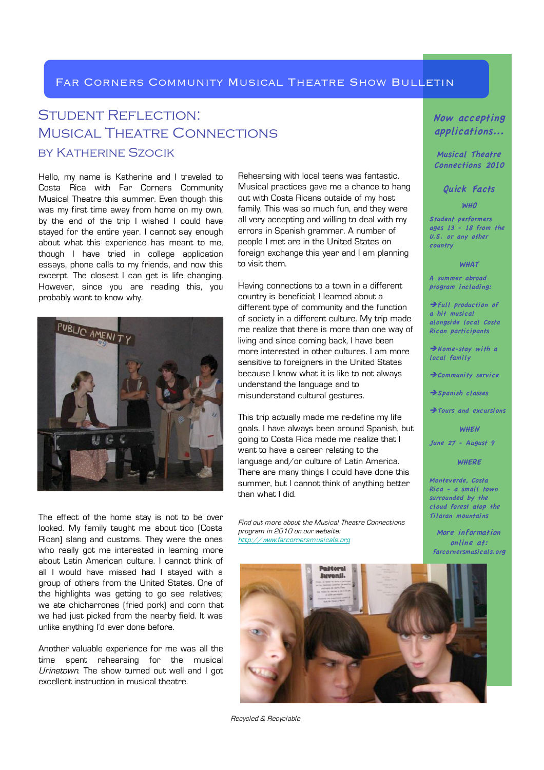# Far Corners Community Musical Theatre Show Bulletin

## Student Reflection: Musical Theatre Connections

### by Katherine Szocik

Hello, my name is Katherine and I traveled to Costa Rica with Far Corners Community Musical Theatre this summer. Even though this was my first time away from home on my own, by the end of the trip I wished I could have stayed for the entire year. I cannot say enough about what this experience has meant to me, though I have tried in college application essays, phone calls to my friends, and now this excerpt. The closest I can get is life changing. However, since you are reading this, you probably want to know why.

The effect of the home stay is not to be over looked. My family taught me about tico (Costa Rican) slang and customs. They were the ones who really got me interested in learning more about Latin American culture. I cannot think of all I would have missed had I stayed with a group of others from the United States. One of the highlights was getting to go see relatives; we ate chicharrones (fried pork) and corn that we had just picked from the nearby field. It was unlike anything I'd ever done before.

Another valuable experience for me was all the time spent rehearsing for the musical *Urinetown*. The show turned out well and I got excellent instruction in musical theatre.

Rehearsing with local teens was fantastic. Musical practices gave me a chance to hang out with Costa Ricans outside of my host family. This was so much fun, and they were all very accepting and willing to deal with my errors in Spanish grammar. A number of people I met are in the United States on foreign exchange this year and I am planning to visit them.

Having connections to a town in a different country is beneficial; I learned about a different type of community and the function of society in a different culture. My trip made me realize that there is more than one way of living and since coming back, I have been more interested in other cultures. I am more sensitive to foreigners in the United States because I know what it is like to not always understand the language and to misunderstand cultural gestures.

This trip actually made me re-define my life goals. I have always been around Spanish, but going to Costa Rica made me realize that I want to have a career relating to the language and/or culture of Latin America. There are many things I could have done this summer, but I cannot think of anything better than what I did.

*Find out more about the Musical Theatre Connections program in 2010 on our website:* *http://www.farcornersmusicals.org*

---

**Now accepting applications...**

**Musical Theatre Connections 2010**

**Quick Facts**

**WHO**

Student performers ages 13 - 18 from the U.S. or any other country

**WHAT**

A summer abroad program including:

- Full production of a hit musical alongside local Costa Rican participants
- Home-stay with a local family
- Community service
- Spanish classes
- Tours and excursions

**WHEN**

June 27 - August 9

**WHERE**

Monteverde, Costa Rica - a small town surrounded by the cloud forest atop the Tilaran mountains

**More information online at: farcornersmusicals.org**

---

*Recycled & Recyclable*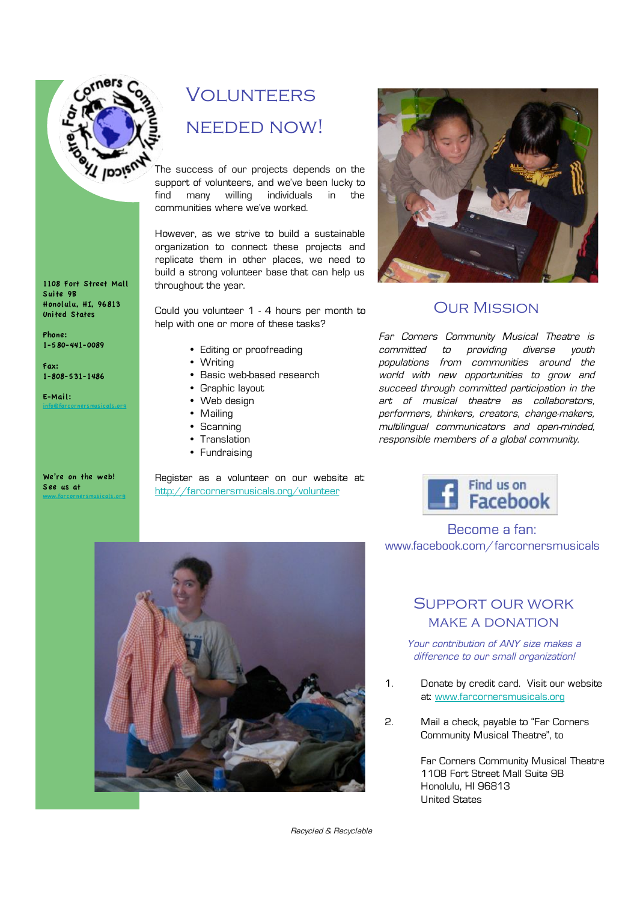Far Corners Community Musical Theatre

1108 Fort Street Mall
Suite 9B
Honolulu, HI, 96813
United States

Phone:
1-580-441-0089

Fax:
1-808-531-1486

E-Mail:
info@farcornersmusicals.org

We're on the web!
See us at
www.farcornersmusicals.org

# Volunteers needed now!

The success of our projects depends on the support of volunteers, and we've been lucky to find many willing individuals in the communities where we've worked.

However, as we strive to build a sustainable organization to connect these projects and replicate them in other places, we need to build a strong volunteer base that can help us throughout the year.

Could you volunteer 1 - 4 hours per month to help with one or more of these tasks?

- Editing or proofreading
- Writing
- Basic web-based research
- Graphic layout
- Web design
- Mailing
- Scanning
- Translation
- Fundraising

Register as a volunteer on our website at: http://farcornersmusicals.org/volunteer

# Our Mission

*Far Corners Community Musical Theatre is committed to providing diverse youth populations from communities around the world with new opportunities to grow and succeed through committed participation in the art of musical theatre as collaborators, performers, thinkers, creators, change-makers, multilingual communicators and open-minded, responsible members of a global community.*

Find us on Facebook

Become a fan:
www.facebook.com/farcornersmusicals

# Support our work
## Make a donation

*Your contribution of ANY size makes a difference to our small organization!*

1. Donate by credit card. Visit our website at: www.farcornersmusicals.org

2. Mail a check, payable to "Far Corners Community Musical Theatre", to

   Far Corners Community Musical Theatre
   1108 Fort Street Mall Suite 9B
   Honolulu, HI 96813
   United States

*Recycled & Recyclable*